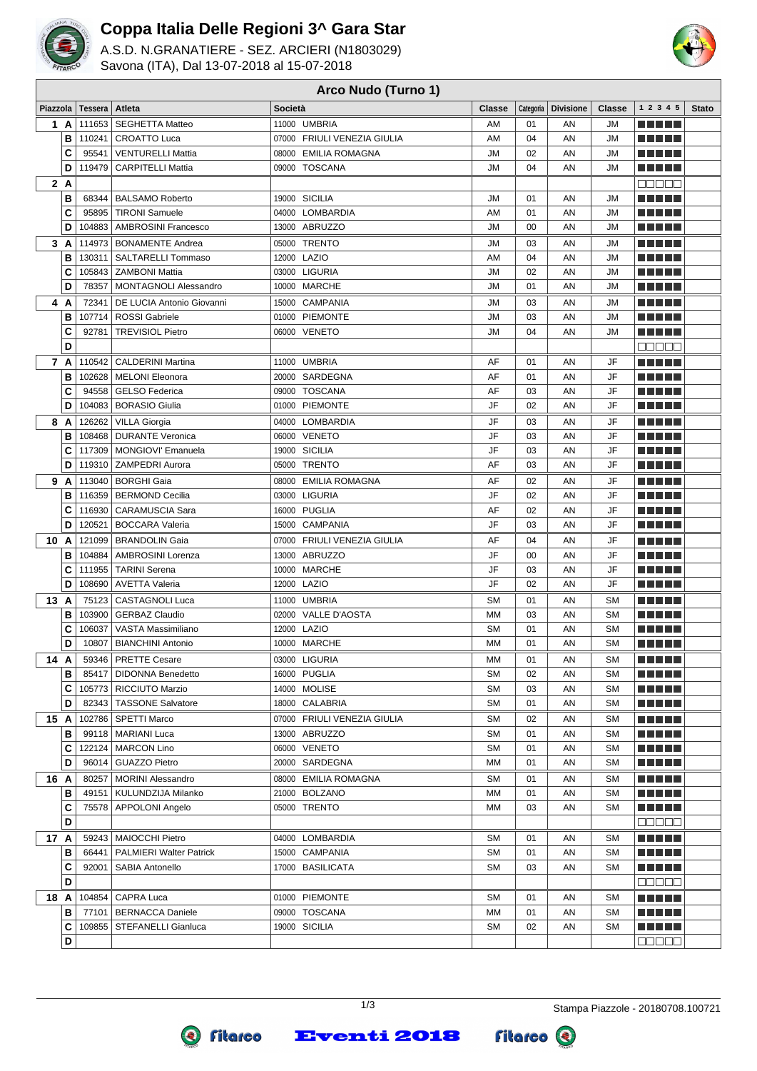# Coppa Italia Delle Regioni 3^ Gara Star

A.S.D. N.GRANATIERE - SEZ. ARCIERI (N1803029)

Savona (ITA), Dal 13-07-2018 al 15-07-2018

## Arco Nudo (Turno 1)

| Piazzola | | Tessera | Atleta | Società | Classe | Categoria | Divisione | Classe | 1 2 3 4 5 | Stato |
|---|---|---|---|---|---|---|---|---|---|---|
| 1 | A | 111653 | SEGHETTA Matteo | 11000 UMBRIA | AM | 01 | AN | JM | | |
| | B | 110241 | CROATTO Luca | 07000 FRIULI VENEZIA GIULIA | AM | 04 | AN | JM | | |
| | C | 95541 | VENTURELLI Mattia | 08000 EMILIA ROMAGNA | JM | 02 | AN | JM | | |
| | D | 119479 | CARPITELLI Mattia | 09000 TOSCANA | JM | 04 | AN | JM | | |
| 2 | A | | | | | | | | | |
| | B | 68344 | BALSAMO Roberto | 19000 SICILIA | JM | 01 | AN | JM | | |
| | C | 95895 | TIRONI Samuele | 04000 LOMBARDIA | AM | 01 | AN | JM | | |
| | D | 104883 | AMBROSINI Francesco | 13000 ABRUZZO | JM | 00 | AN | JM | | |
| 3 | A | 114973 | BONAMENTE Andrea | 05000 TRENTO | JM | 03 | AN | JM | | |
| | B | 130311 | SALTARELLI Tommaso | 12000 LAZIO | AM | 04 | AN | JM | | |
| | C | 105843 | ZAMBONI Mattia | 03000 LIGURIA | JM | 02 | AN | JM | | |
| | D | 78357 | MONTAGNOLI Alessandro | 10000 MARCHE | JM | 01 | AN | JM | | |
| 4 | A | 72341 | DE LUCIA Antonio Giovanni | 15000 CAMPANIA | JM | 03 | AN | JM | | |
| | B | 107714 | ROSSI Gabriele | 01000 PIEMONTE | JM | 03 | AN | JM | | |
| | C | 92781 | TREVISIOL Pietro | 06000 VENETO | JM | 04 | AN | JM | | |
| | D | | | | | | | | | |
| 7 | A | 110542 | CALDERINI Martina | 11000 UMBRIA | AF | 01 | AN | JF | | |
| | B | 102628 | MELONI Eleonora | 20000 SARDEGNA | AF | 01 | AN | JF | | |
| | C | 94558 | GELSO Federica | 09000 TOSCANA | AF | 03 | AN | JF | | |
| | D | 104083 | BORASIO Giulia | 01000 PIEMONTE | JF | 02 | AN | JF | | |
| 8 | A | 126262 | VILLA Giorgia | 04000 LOMBARDIA | JF | 03 | AN | JF | | |
| | B | 108468 | DURANTE Veronica | 06000 VENETO | JF | 03 | AN | JF | | |
| | C | 117309 | MONGIOVI' Emanuela | 19000 SICILIA | JF | 03 | AN | JF | | |
| | D | 119310 | ZAMPEDRI Aurora | 05000 TRENTO | AF | 03 | AN | JF | | |
| 9 | A | 113040 | BORGHI Gaia | 08000 EMILIA ROMAGNA | AF | 02 | AN | JF | | |
| | B | 116359 | BERMOND Cecilia | 03000 LIGURIA | JF | 02 | AN | JF | | |
| | C | 116930 | CARAMUSCIA Sara | 16000 PUGLIA | AF | 02 | AN | JF | | |
| | D | 120521 | BOCCARA Valeria | 15000 CAMPANIA | JF | 03 | AN | JF | | |
| 10 | A | 121099 | BRANDOLIN Gaia | 07000 FRIULI VENEZIA GIULIA | AF | 04 | AN | JF | | |
| | B | 104884 | AMBROSINI Lorenza | 13000 ABRUZZO | JF | 00 | AN | JF | | |
| | C | 111955 | TARINI Serena | 10000 MARCHE | JF | 03 | AN | JF | | |
| | D | 108690 | AVETTA Valeria | 12000 LAZIO | JF | 02 | AN | JF | | |
| 13 | A | 75123 | CASTAGNOLI Luca | 11000 UMBRIA | SM | 01 | AN | SM | | |
| | B | 103900 | GERBAZ Claudio | 02000 VALLE D'AOSTA | MM | 03 | AN | SM | | |
| | C | 106037 | VASTA Massimiliano | 12000 LAZIO | SM | 01 | AN | SM | | |
| | D | 10807 | BIANCHINI Antonio | 10000 MARCHE | MM | 01 | AN | SM | | |
| 14 | A | 59346 | PRETTE Cesare | 03000 LIGURIA | MM | 01 | AN | SM | | |
| | B | 85417 | DIDONNA Benedetto | 16000 PUGLIA | SM | 02 | AN | SM | | |
| | C | 105773 | RICCIUTO Marzio | 14000 MOLISE | SM | 03 | AN | SM | | |
| | D | 82343 | TASSONE Salvatore | 18000 CALABRIA | SM | 01 | AN | SM | | |
| 15 | A | 102786 | SPETTI Marco | 07000 FRIULI VENEZIA GIULIA | SM | 02 | AN | SM | | |
| | B | 99118 | MARIANI Luca | 13000 ABRUZZO | SM | 01 | AN | SM | | |
| | C | 122124 | MARCON Lino | 06000 VENETO | SM | 01 | AN | SM | | |
| | D | 96014 | GUAZZO Pietro | 20000 SARDEGNA | MM | 01 | AN | SM | | |
| 16 | A | 80257 | MORINI Alessandro | 08000 EMILIA ROMAGNA | SM | 01 | AN | SM | | |
| | B | 49151 | KULUNDZIJA Milanko | 21000 BOLZANO | MM | 01 | AN | SM | | |
| | C | 75578 | APPOLONI Angelo | 05000 TRENTO | MM | 03 | AN | SM | | |
| | D | | | | | | | | | |
| 17 | A | 59243 | MAIOCCHI Pietro | 04000 LOMBARDIA | SM | 01 | AN | SM | | |
| | B | 66441 | PALMIERI Walter Patrick | 15000 CAMPANIA | SM | 01 | AN | SM | | |
| | C | 92001 | SABIA Antonello | 17000 BASILICATA | SM | 03 | AN | SM | | |
| | D | | | | | | | | | |
| 18 | A | 104854 | CAPRA Luca | 01000 PIEMONTE | SM | 01 | AN | SM | | |
| | B | 77101 | BERNACCA Daniele | 09000 TOSCANA | MM | 01 | AN | SM | | |
| | C | 109855 | STEFANELLI Gianluca | 19000 SICILIA | SM | 02 | AN | SM | | |
| | D | | | | | | | | | |

Stampa Piazzole - 20180708.100721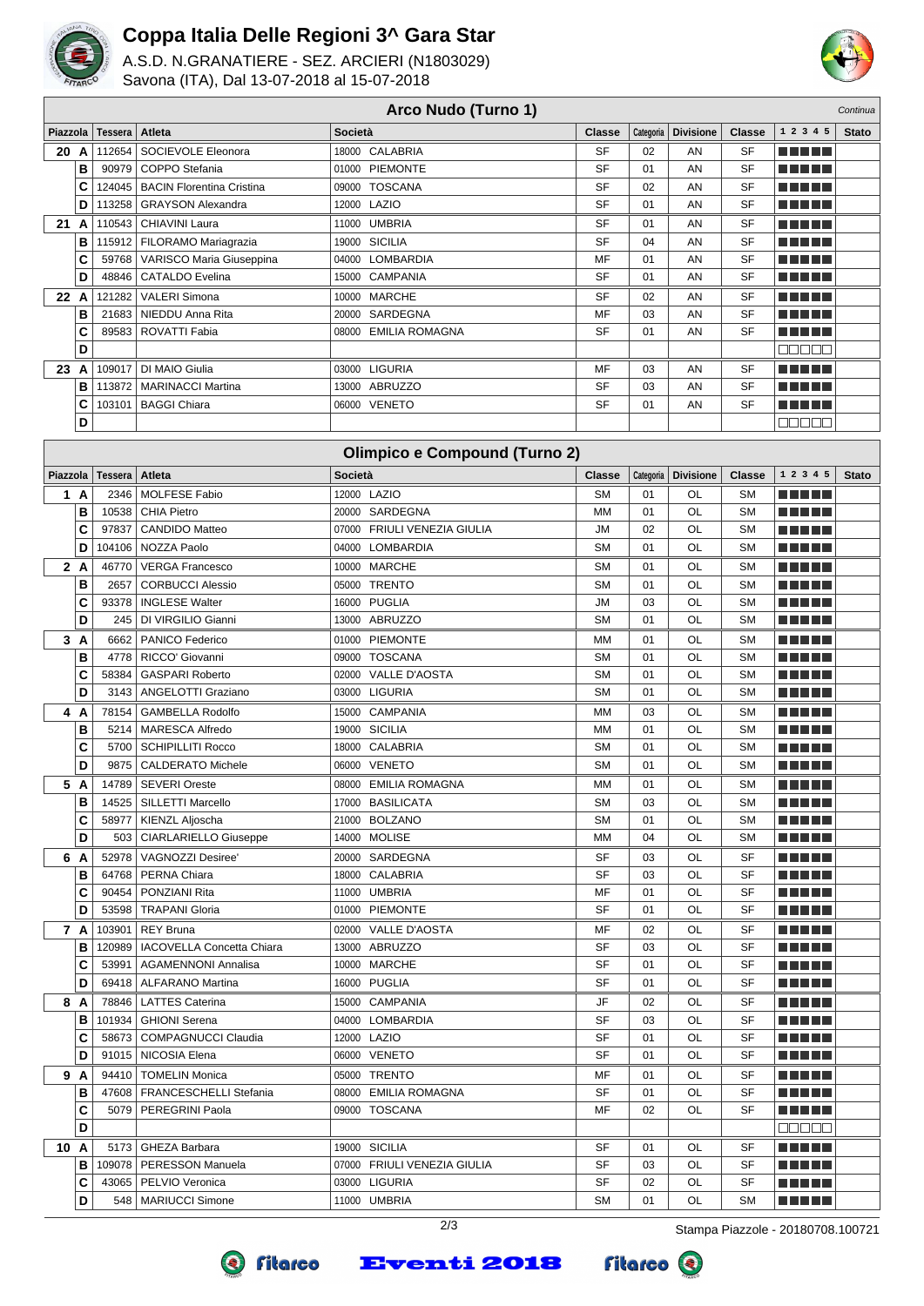# Coppa Italia Delle Regioni 3^ Gara Star

A.S.D. N.GRANATIERE - SEZ. ARCIERI (N1803029)
Savona (ITA), Dal 13-07-2018 al 15-07-2018

## Arco Nudo (Turno 1)

*Continua*

| Piazzola | | Tessera | Atleta | Società | Classe | Categoria | Divisione | Classe | 1 2 3 4 5 | Stato |
|---|---|---|---|---|---|---|---|---|---|---|
| 20 | A | 112654 | SOCIEVOLE Eleonora | 18000 CALABRIA | SF | 02 | AN | SF | ■■■■■ | |
| | B | 90979 | COPPO Stefania | 01000 PIEMONTE | SF | 01 | AN | SF | ■■■■■ | |
| | C | 124045 | BACIN Florentina Cristina | 09000 TOSCANA | SF | 02 | AN | SF | ■■■■■ | |
| | D | 113258 | GRAYSON Alexandra | 12000 LAZIO | SF | 01 | AN | SF | ■■■■■ | |
| 21 | A | 110543 | CHIAVINI Laura | 11000 UMBRIA | SF | 01 | AN | SF | ■■■■■ | |
| | B | 115912 | FILORAMO Mariagrazia | 19000 SICILIA | SF | 04 | AN | SF | ■■■■■ | |
| | C | 59768 | VARISCO Maria Giuseppina | 04000 LOMBARDIA | MF | 01 | AN | SF | ■■■■■ | |
| | D | 48846 | CATALDO Evelina | 15000 CAMPANIA | SF | 01 | AN | SF | ■■■■■ | |
| 22 | A | 121282 | VALERI Simona | 10000 MARCHE | SF | 02 | AN | SF | ■■■■■ | |
| | B | 21683 | NIEDDU Anna Rita | 20000 SARDEGNA | MF | 03 | AN | SF | ■■■■■ | |
| | C | 89583 | ROVATTI Fabia | 08000 EMILIA ROMAGNA | SF | 01 | AN | SF | ■■■■■ | |
| | D | | | | | | | | □□□□□ | |
| 23 | A | 109017 | DI MAIO Giulia | 03000 LIGURIA | MF | 03 | AN | SF | ■■■■■ | |
| | B | 113872 | MARINACCI Martina | 13000 ABRUZZO | SF | 03 | AN | SF | ■■■■■ | |
| | C | 103101 | BAGGI Chiara | 06000 VENETO | SF | 01 | AN | SF | ■■■■■ | |
| | D | | | | | | | | □□□□□ | |

## Olimpico e Compound (Turno 2)

| Piazzola | | Tessera | Atleta | Società | Classe | Categoria | Divisione | Classe | 1 2 3 4 5 | Stato |
|---|---|---|---|---|---|---|---|---|---|---|
| 1 | A | 2346 | MOLFESE Fabio | 12000 LAZIO | SM | 01 | OL | SM | ■■■■■ | |
| | B | 10538 | CHIA Pietro | 20000 SARDEGNA | MM | 01 | OL | SM | ■■■■■ | |
| | C | 97837 | CANDIDO Matteo | 07000 FRIULI VENEZIA GIULIA | JM | 02 | OL | SM | ■■■■■ | |
| | D | 104106 | NOZZA Paolo | 04000 LOMBARDIA | SM | 01 | OL | SM | ■■■■■ | |
| 2 | A | 46770 | VERGA Francesco | 10000 MARCHE | SM | 01 | OL | SM | ■■■■■ | |
| | B | 2657 | CORBUCCI Alessio | 05000 TRENTO | SM | 01 | OL | SM | ■■■■■ | |
| | C | 93378 | INGLESE Walter | 16000 PUGLIA | JM | 03 | OL | SM | ■■■■■ | |
| | D | 245 | DI VIRGILIO Gianni | 13000 ABRUZZO | SM | 01 | OL | SM | ■■■■■ | |
| 3 | A | 6662 | PANICO Federico | 01000 PIEMONTE | MM | 01 | OL | SM | ■■■■■ | |
| | B | 4778 | RICCO' Giovanni | 09000 TOSCANA | SM | 01 | OL | SM | ■■■■■ | |
| | C | 58384 | GASPARI Roberto | 02000 VALLE D'AOSTA | SM | 01 | OL | SM | ■■■■■ | |
| | D | 3143 | ANGELOTTI Graziano | 03000 LIGURIA | SM | 01 | OL | SM | ■■■■■ | |
| 4 | A | 78154 | GAMBELLA Rodolfo | 15000 CAMPANIA | MM | 03 | OL | SM | ■■■■■ | |
| | B | 5214 | MARESCA Alfredo | 19000 SICILIA | MM | 01 | OL | SM | ■■■■■ | |
| | C | 5700 | SCHIPILLITI Rocco | 18000 CALABRIA | SM | 01 | OL | SM | ■■■■■ | |
| | D | 9875 | CALDERATO Michele | 06000 VENETO | SM | 01 | OL | SM | ■■■■■ | |
| 5 | A | 14789 | SEVERI Oreste | 08000 EMILIA ROMAGNA | MM | 01 | OL | SM | ■■■■■ | |
| | B | 14525 | SILLETTI Marcello | 17000 BASILICATA | SM | 03 | OL | SM | ■■■■■ | |
| | C | 58977 | KIENZL Aljoscha | 21000 BOLZANO | SM | 01 | OL | SM | ■■■■■ | |
| | D | 503 | CIARLARIELLO Giuseppe | 14000 MOLISE | MM | 04 | OL | SM | ■■■■■ | |
| 6 | A | 52978 | VAGNOZZI Desiree' | 20000 SARDEGNA | SF | 03 | OL | SF | ■■■■■ | |
| | B | 64768 | PERNA Chiara | 18000 CALABRIA | SF | 03 | OL | SF | ■■■■■ | |
| | C | 90454 | PONZIANI Rita | 11000 UMBRIA | MF | 01 | OL | SF | ■■■■■ | |
| | D | 53598 | TRAPANI Gloria | 01000 PIEMONTE | SF | 01 | OL | SF | ■■■■■ | |
| 7 | A | 103901 | REY Bruna | 02000 VALLE D'AOSTA | MF | 02 | OL | SF | ■■■■■ | |
| | B | 120989 | IACOVELLA Concetta Chiara | 13000 ABRUZZO | SF | 03 | OL | SF | ■■■■■ | |
| | C | 53991 | AGAMENNONI Annalisa | 10000 MARCHE | SF | 01 | OL | SF | ■■■■■ | |
| | D | 69418 | ALFARANO Martina | 16000 PUGLIA | SF | 01 | OL | SF | ■■■■■ | |
| 8 | A | 78846 | LATTES Caterina | 15000 CAMPANIA | JF | 02 | OL | SF | ■■■■■ | |
| | B | 101934 | GHIONI Serena | 04000 LOMBARDIA | SF | 03 | OL | SF | ■■■■■ | |
| | C | 58673 | COMPAGNUCCI Claudia | 12000 LAZIO | SF | 01 | OL | SF | ■■■■■ | |
| | D | 91015 | NICOSIA Elena | 06000 VENETO | SF | 01 | OL | SF | ■■■■■ | |
| 9 | A | 94410 | TOMELIN Monica | 05000 TRENTO | MF | 01 | OL | SF | ■■■■■ | |
| | B | 47608 | FRANCESCHELLI Stefania | 08000 EMILIA ROMAGNA | SF | 01 | OL | SF | ■■■■■ | |
| | C | 5079 | PEREGRINI Paola | 09000 TOSCANA | MF | 02 | OL | SF | ■■■■■ | |
| | D | | | | | | | | □□□□□ | |
| 10 | A | 5173 | GHEZA Barbara | 19000 SICILIA | SF | 01 | OL | SF | ■■■■■ | |
| | B | 109078 | PERESSON Manuela | 07000 FRIULI VENEZIA GIULIA | SF | 03 | OL | SF | ■■■■■ | |
| | C | 43065 | PELVIO Veronica | 03000 LIGURIA | SF | 02 | OL | SF | ■■■■■ | |
| | D | 548 | MARIUCCI Simone | 11000 UMBRIA | SM | 01 | OL | SM | ■■■■■ | |

Stampa Piazzole - 20180708.100721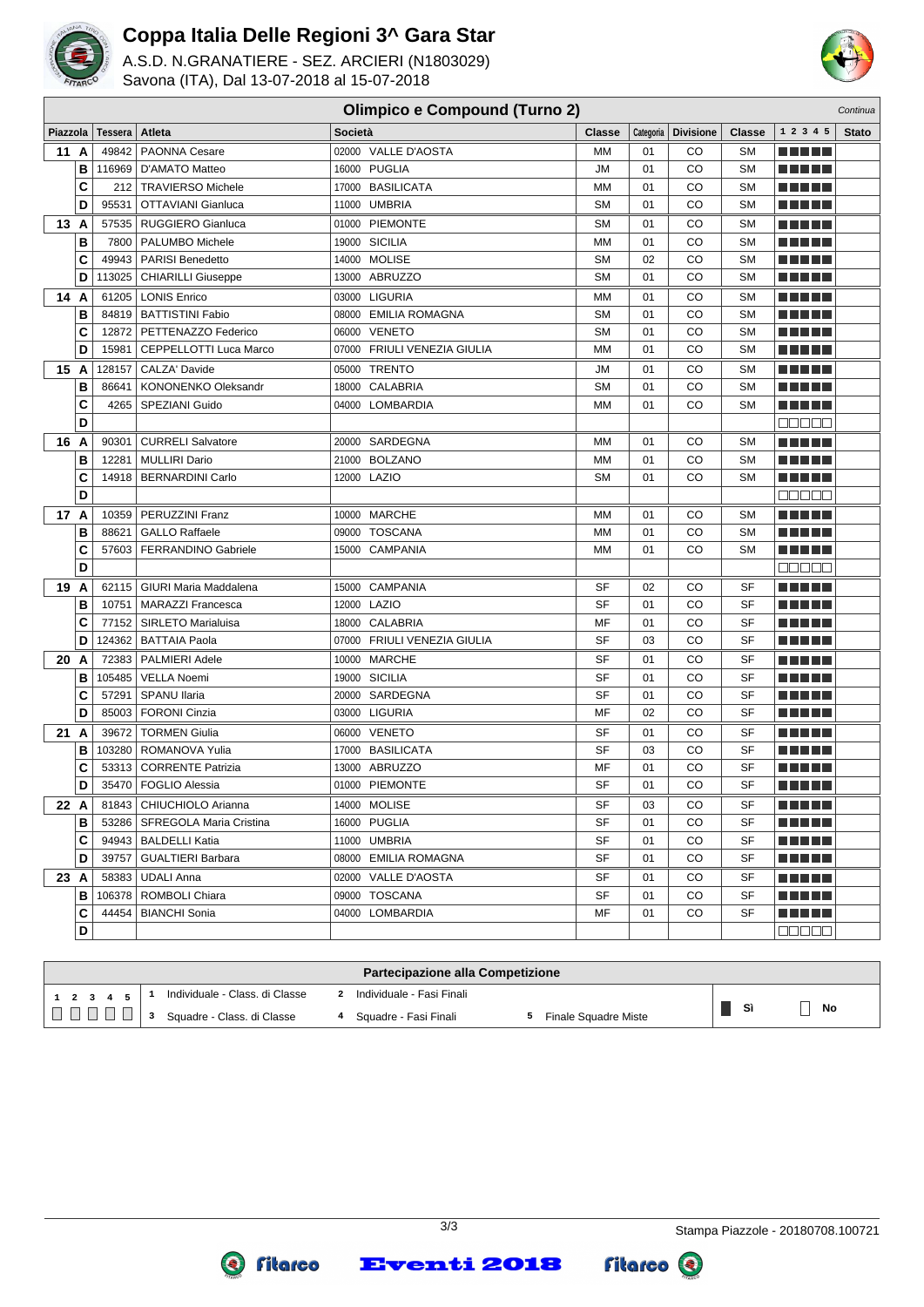# Coppa Italia Delle Regioni 3^ Gara Star

A.S.D. N.GRANATIERE - SEZ. ARCIERI (N1803029)
Savona (ITA), Dal 13-07-2018 al 15-07-2018

## Olimpico e Compound (Turno 2)

*Continua*

| Piazzola | | Tessera | Atleta | Società | Classe | Categoria | Divisione | Classe | 1 2 3 4 5 | Stato |
|---|---|---|---|---|---|---|---|---|---|---|
| 11 | A | 49842 | PAONNA Cesare | 02000 VALLE D'AOSTA | MM | 01 | CO | SM | ■■■■■ | |
| | B | 116969 | D'AMATO Matteo | 16000 PUGLIA | JM | 01 | CO | SM | ■■■■■ | |
| | C | 212 | TRAVIERSO Michele | 17000 BASILICATA | MM | 01 | CO | SM | ■■■■■ | |
| | D | 95531 | OTTAVIANI Gianluca | 11000 UMBRIA | SM | 01 | CO | SM | ■■■■■ | |
| 13 | A | 57535 | RUGGIERO Gianluca | 01000 PIEMONTE | SM | 01 | CO | SM | ■■■■■ | |
| | B | 7800 | PALUMBO Michele | 19000 SICILIA | MM | 01 | CO | SM | ■■■■■ | |
| | C | 49943 | PARISI Benedetto | 14000 MOLISE | SM | 02 | CO | SM | ■■■■■ | |
| | D | 113025 | CHIARILLI Giuseppe | 13000 ABRUZZO | SM | 01 | CO | SM | ■■■■■ | |
| 14 | A | 61205 | LONIS Enrico | 03000 LIGURIA | MM | 01 | CO | SM | ■■■■■ | |
| | B | 84819 | BATTISTINI Fabio | 08000 EMILIA ROMAGNA | SM | 01 | CO | SM | ■■■■■ | |
| | C | 12872 | PETTENAZZO Federico | 06000 VENETO | SM | 01 | CO | SM | ■■■■■ | |
| | D | 15981 | CEPPELLOTTI Luca Marco | 07000 FRIULI VENEZIA GIULIA | MM | 01 | CO | SM | ■■■■■ | |
| 15 | A | 128157 | CALZA' Davide | 05000 TRENTO | JM | 01 | CO | SM | ■■■■■ | |
| | B | 86641 | KONONENKO Oleksandr | 18000 CALABRIA | SM | 01 | CO | SM | ■■■■■ | |
| | C | 4265 | SPEZIANI Guido | 04000 LOMBARDIA | MM | 01 | CO | SM | ■■■■■ | |
| | D | | | | | | | | □□□□□ | |
| 16 | A | 90301 | CURRELI Salvatore | 20000 SARDEGNA | MM | 01 | CO | SM | ■■■■■ | |
| | B | 12281 | MULLIRI Dario | 21000 BOLZANO | MM | 01 | CO | SM | ■■■■■ | |
| | C | 14918 | BERNARDINI Carlo | 12000 LAZIO | SM | 01 | CO | SM | ■■■■■ | |
| | D | | | | | | | | □□□□□ | |
| 17 | A | 10359 | PERUZZINI Franz | 10000 MARCHE | MM | 01 | CO | SM | ■■■■■ | |
| | B | 88621 | GALLO Raffaele | 09000 TOSCANA | MM | 01 | CO | SM | ■■■■■ | |
| | C | 57603 | FERRANDINO Gabriele | 15000 CAMPANIA | MM | 01 | CO | SM | ■■■■■ | |
| | D | | | | | | | | □□□□□ | |
| 19 | A | 62115 | GIURI Maria Maddalena | 15000 CAMPANIA | SF | 02 | CO | SF | ■■■■■ | |
| | B | 10751 | MARAZZI Francesca | 12000 LAZIO | SF | 01 | CO | SF | ■■■■■ | |
| | C | 77152 | SIRLETO Marialuisa | 18000 CALABRIA | MF | 01 | CO | SF | ■■■■■ | |
| | D | 124362 | BATTAIA Paola | 07000 FRIULI VENEZIA GIULIA | SF | 03 | CO | SF | ■■■■■ | |
| 20 | A | 72383 | PALMIERI Adele | 10000 MARCHE | SF | 01 | CO | SF | ■■■■■ | |
| | B | 105485 | VELLA Noemi | 19000 SICILIA | SF | 01 | CO | SF | ■■■■■ | |
| | C | 57291 | SPANU Ilaria | 20000 SARDEGNA | SF | 01 | CO | SF | ■■■■■ | |
| | D | 85003 | FORONI Cinzia | 03000 LIGURIA | MF | 02 | CO | SF | ■■■■■ | |
| 21 | A | 39672 | TORMEN Giulia | 06000 VENETO | SF | 01 | CO | SF | ■■■■■ | |
| | B | 103280 | ROMANOVA Yulia | 17000 BASILICATA | SF | 03 | CO | SF | ■■■■■ | |
| | C | 53313 | CORRENTE Patrizia | 13000 ABRUZZO | MF | 01 | CO | SF | ■■■■■ | |
| | D | 35470 | FOGLIO Alessia | 01000 PIEMONTE | SF | 01 | CO | SF | ■■■■■ | |
| 22 | A | 81843 | CHIUCHIOLO Arianna | 14000 MOLISE | SF | 03 | CO | SF | ■■■■■ | |
| | B | 53286 | SFREGOLA Maria Cristina | 16000 PUGLIA | SF | 01 | CO | SF | ■■■■■ | |
| | C | 94943 | BALDELLI Katia | 11000 UMBRIA | SF | 01 | CO | SF | ■■■■■ | |
| | D | 39757 | GUALTIERI Barbara | 08000 EMILIA ROMAGNA | SF | 01 | CO | SF | ■■■■■ | |
| 23 | A | 58383 | UDALI Anna | 02000 VALLE D'AOSTA | SF | 01 | CO | SF | ■■■■■ | |
| | B | 106378 | ROMBOLI Chiara | 09000 TOSCANA | SF | 01 | CO | SF | ■■■■■ | |
| | C | 44454 | BIANCHI Sonia | 04000 LOMBARDIA | MF | 01 | CO | SF | ■■■■■ | |
| | D | | | | | | | | □□□□□ | |

### Partecipazione alla Competizione

| 1 2 3 4 5 | | | | |
|---|---|---|---|---|
| □□□□□ | 1 Individuale - Class. di Classe | 2 Individuale - Fasi Finali | | ■ Sì |
| | 3 Squadre - Class. di Classe | 4 Squadre - Fasi Finali | 5 Finale Squadre Miste | □ No |

Stampa Piazzole - 20180708.100721

Eventi 2018